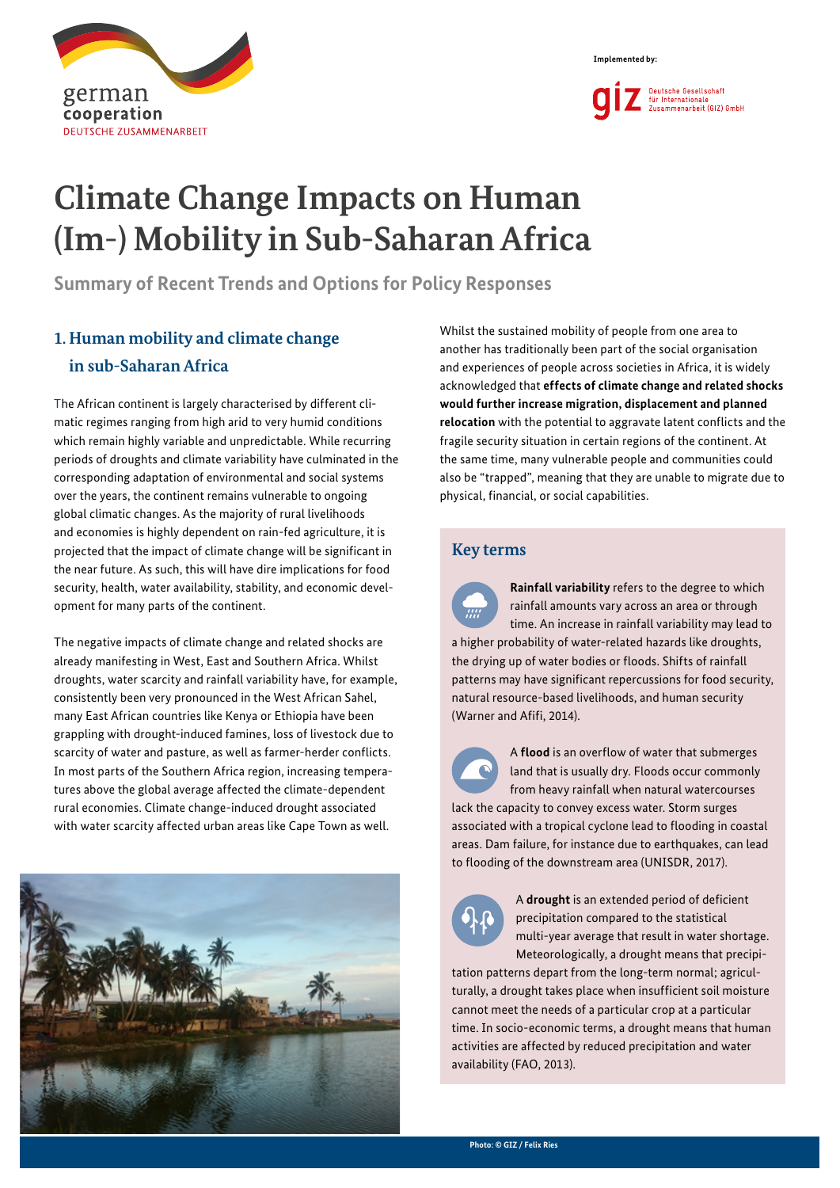german cooperation
DEUTSCHE ZUSAMMENARBEIT

Implemented by:

giz Deutsche Gesellschaft für Internationale Zusammenarbeit (GIZ) GmbH

# Climate Change Impacts on Human (Im-) Mobility in Sub-Saharan Africa

**Summary of Recent Trends and Options for Policy Responses**

## 1. Human mobility and climate change in sub-Saharan Africa

The African continent is largely characterised by different climatic regimes ranging from high arid to very humid conditions which remain highly variable and unpredictable. While recurring periods of droughts and climate variability have culminated in the corresponding adaptation of environmental and social systems over the years, the continent remains vulnerable to ongoing global climatic changes. As the majority of rural livelihoods and economies is highly dependent on rain-fed agriculture, it is projected that the impact of climate change will be significant in the near future. As such, this will have dire implications for food security, health, water availability, stability, and economic development for many parts of the continent.

The negative impacts of climate change and related shocks are already manifesting in West, East and Southern Africa. Whilst droughts, water scarcity and rainfall variability have, for example, consistently been very pronounced in the West African Sahel, many East African countries like Kenya or Ethiopia have been grappling with drought-induced famines, loss of livestock due to scarcity of water and pasture, as well as farmer-herder conflicts. In most parts of the Southern Africa region, increasing temperatures above the global average affected the climate-dependent rural economies. Climate change-induced drought associated with water scarcity affected urban areas like Cape Town as well.

Photo: © GIZ / Felix Ries

Whilst the sustained mobility of people from one area to another has traditionally been part of the social organisation and experiences of people across societies in Africa, it is widely acknowledged that **effects of climate change and related shocks would further increase migration, displacement and planned relocation** with the potential to aggravate latent conflicts and the fragile security situation in certain regions of the continent. At the same time, many vulnerable people and communities could also be "trapped", meaning that they are unable to migrate due to physical, financial, or social capabilities.

### Key terms

**Rainfall variability** refers to the degree to which rainfall amounts vary across an area or through time. An increase in rainfall variability may lead to a higher probability of water-related hazards like droughts, the drying up of water bodies or floods. Shifts of rainfall patterns may have significant repercussions for food security, natural resource-based livelihoods, and human security (Warner and Afifi, 2014).

A **flood** is an overflow of water that submerges land that is usually dry. Floods occur commonly from heavy rainfall when natural watercourses lack the capacity to convey excess water. Storm surges associated with a tropical cyclone lead to flooding in coastal areas. Dam failure, for instance due to earthquakes, can lead to flooding of the downstream area (UNISDR, 2017).

A **drought** is an extended period of deficient precipitation compared to the statistical multi-year average that result in water shortage. Meteorologically, a drought means that precipitation patterns depart from the long-term normal; agriculturally, a drought takes place when insufficient soil moisture cannot meet the needs of a particular crop at a particular time. In socio-economic terms, a drought means that human activities are affected by reduced precipitation and water availability (FAO, 2013).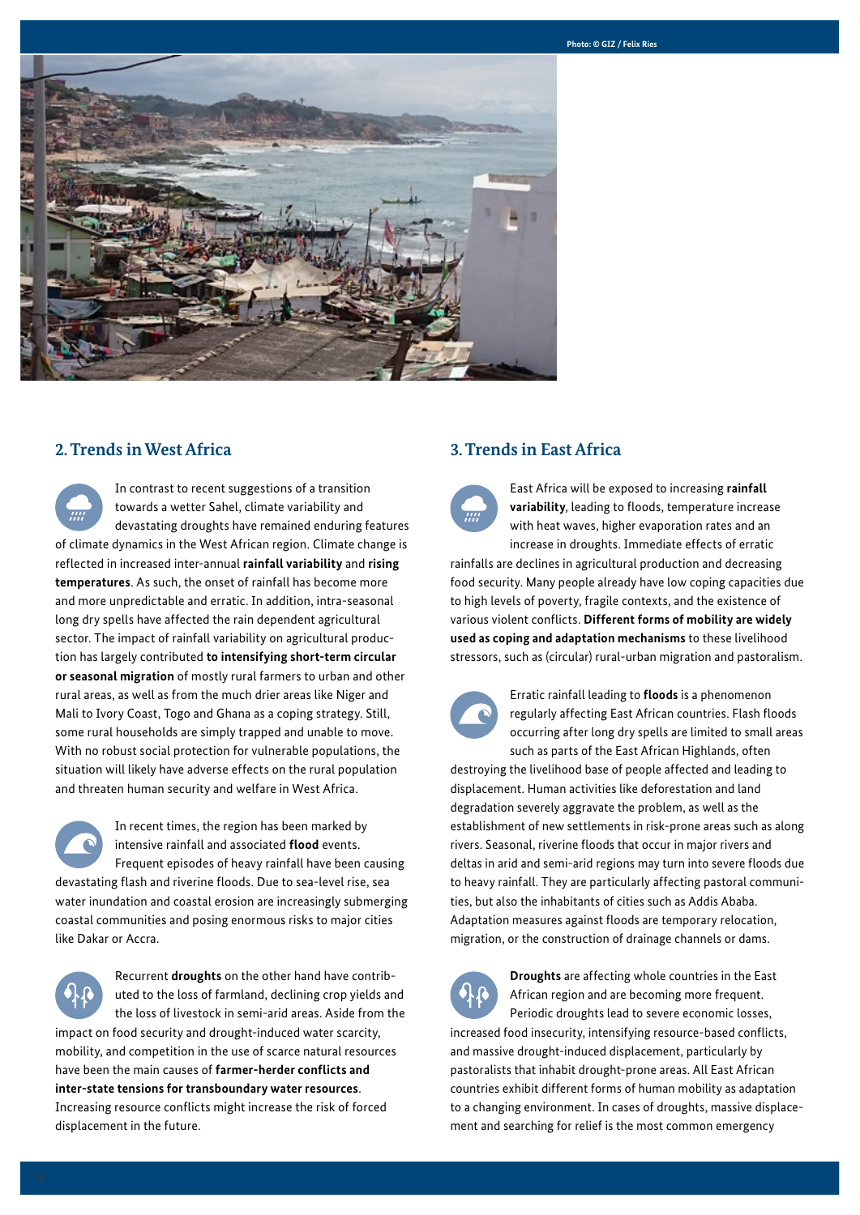Photo: © GIZ / Felix Ries

## 2. Trends in West Africa

In contrast to recent suggestions of a transition towards a wetter Sahel, climate variability and devastating droughts have remained enduring features of climate dynamics in the West African region. Climate change is reflected in increased inter-annual **rainfall variability** and **rising temperatures**. As such, the onset of rainfall has become more and more unpredictable and erratic. In addition, intra-seasonal long dry spells have affected the rain dependent agricultural sector. The impact of rainfall variability on agricultural production has largely contributed **to intensifying short-term circular or seasonal migration** of mostly rural farmers to urban and other rural areas, as well as from the much drier areas like Niger and Mali to Ivory Coast, Togo and Ghana as a coping strategy. Still, some rural households are simply trapped and unable to move. With no robust social protection for vulnerable populations, the situation will likely have adverse effects on the rural population and threaten human security and welfare in West Africa.

In recent times, the region has been marked by intensive rainfall and associated **flood** events. Frequent episodes of heavy rainfall have been causing devastating flash and riverine floods. Due to sea-level rise, sea water inundation and coastal erosion are increasingly submerging coastal communities and posing enormous risks to major cities like Dakar or Accra.

Recurrent **droughts** on the other hand have contributed to the loss of farmland, declining crop yields and the loss of livestock in semi-arid areas. Aside from the impact on food security and drought-induced water scarcity, mobility, and competition in the use of scarce natural resources have been the main causes of **farmer-herder conflicts and inter-state tensions for transboundary water resources**. Increasing resource conflicts might increase the risk of forced displacement in the future.

## 3. Trends in East Africa

East Africa will be exposed to increasing **rainfall variability**, leading to floods, temperature increase with heat waves, higher evaporation rates and an increase in droughts. Immediate effects of erratic rainfalls are declines in agricultural production and decreasing food security. Many people already have low coping capacities due to high levels of poverty, fragile contexts, and the existence of various violent conflicts. **Different forms of mobility are widely used as coping and adaptation mechanisms** to these livelihood stressors, such as (circular) rural-urban migration and pastoralism.

Erratic rainfall leading to **floods** is a phenomenon regularly affecting East African countries. Flash floods occurring after long dry spells are limited to small areas such as parts of the East African Highlands, often destroying the livelihood base of people affected and leading to displacement. Human activities like deforestation and land degradation severely aggravate the problem, as well as the establishment of new settlements in risk-prone areas such as along rivers. Seasonal, riverine floods that occur in major rivers and deltas in arid and semi-arid regions may turn into severe floods due to heavy rainfall. They are particularly affecting pastoral communities, but also the inhabitants of cities such as Addis Ababa. Adaptation measures against floods are temporary relocation, migration, or the construction of drainage channels or dams.

**Droughts** are affecting whole countries in the East African region and are becoming more frequent. Periodic droughts lead to severe economic losses, increased food insecurity, intensifying resource-based conflicts, and massive drought-induced displacement, particularly by pastoralists that inhabit drought-prone areas. All East African countries exhibit different forms of human mobility as adaptation to a changing environment. In cases of droughts, massive displacement and searching for relief is the most common emergency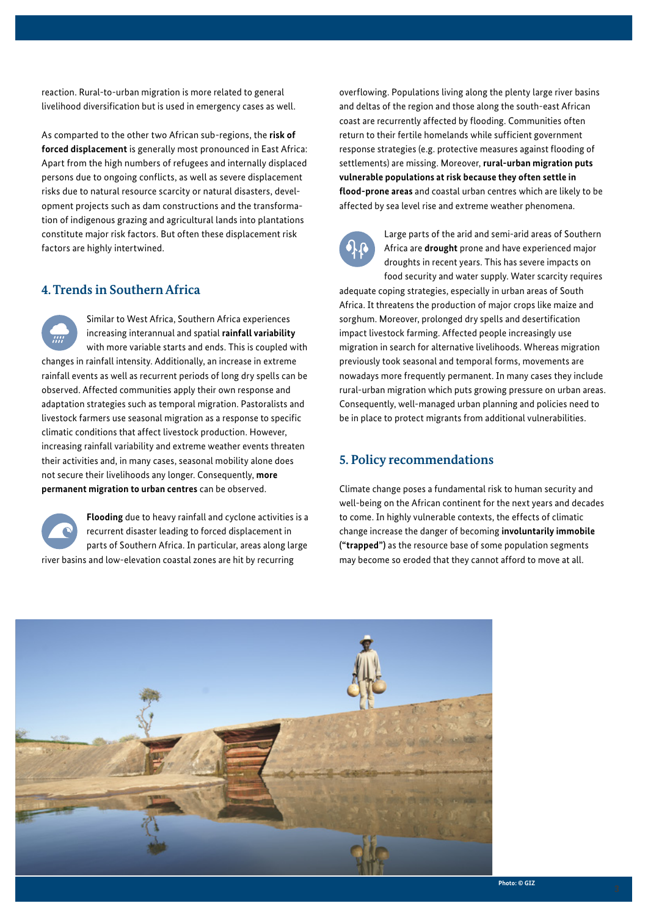reaction. Rural-to-urban migration is more related to general livelihood diversification but is used in emergency cases as well.

As compared to the other two African sub-regions, the **risk of forced displacement** is generally most pronounced in East Africa: Apart from the high numbers of refugees and internally displaced persons due to ongoing conflicts, as well as severe displacement risks due to natural resource scarcity or natural disasters, development projects such as dam constructions and the transformation of indigenous grazing and agricultural lands into plantations constitute major risk factors. But often these displacement risk factors are highly intertwined.

## 4. Trends in Southern Africa

Similar to West Africa, Southern Africa experiences increasing interannual and spatial **rainfall variability** with more variable starts and ends. This is coupled with changes in rainfall intensity. Additionally, an increase in extreme rainfall events as well as recurrent periods of long dry spells can be observed. Affected communities apply their own response and adaptation strategies such as temporal migration. Pastoralists and livestock farmers use seasonal migration as a response to specific climatic conditions that affect livestock production. However, increasing rainfall variability and extreme weather events threaten their activities and, in many cases, seasonal mobility alone does not secure their livelihoods any longer. Consequently, **more permanent migration to urban centres** can be observed.

**Flooding** due to heavy rainfall and cyclone activities is a recurrent disaster leading to forced displacement in parts of Southern Africa. In particular, areas along large river basins and low-elevation coastal zones are hit by recurring overflowing. Populations living along the plenty large river basins and deltas of the region and those along the south-east African coast are recurrently affected by flooding. Communities often return to their fertile homelands while sufficient government response strategies (e.g. protective measures against flooding of settlements) are missing. Moreover, **rural-urban migration puts vulnerable populations at risk because they often settle in flood-prone areas** and coastal urban centres which are likely to be affected by sea level rise and extreme weather phenomena.

Large parts of the arid and semi-arid areas of Southern Africa are **drought** prone and have experienced major droughts in recent years. This has severe impacts on food security and water supply. Water scarcity requires adequate coping strategies, especially in urban areas of South Africa. It threatens the production of major crops like maize and sorghum. Moreover, prolonged dry spells and desertification impact livestock farming. Affected people increasingly use migration in search for alternative livelihoods. Whereas migration previously took seasonal and temporal forms, movements are nowadays more frequently permanent. In many cases they include rural-urban migration which puts growing pressure on urban areas. Consequently, well-managed urban planning and policies need to be in place to protect migrants from additional vulnerabilities.

## 5. Policy recommendations

Climate change poses a fundamental risk to human security and well-being on the African continent for the next years and decades to come. In highly vulnerable contexts, the effects of climatic change increase the danger of becoming **involuntarily immobile ("trapped")** as the resource base of some population segments may become so eroded that they cannot afford to move at all.

Photo: © GIZ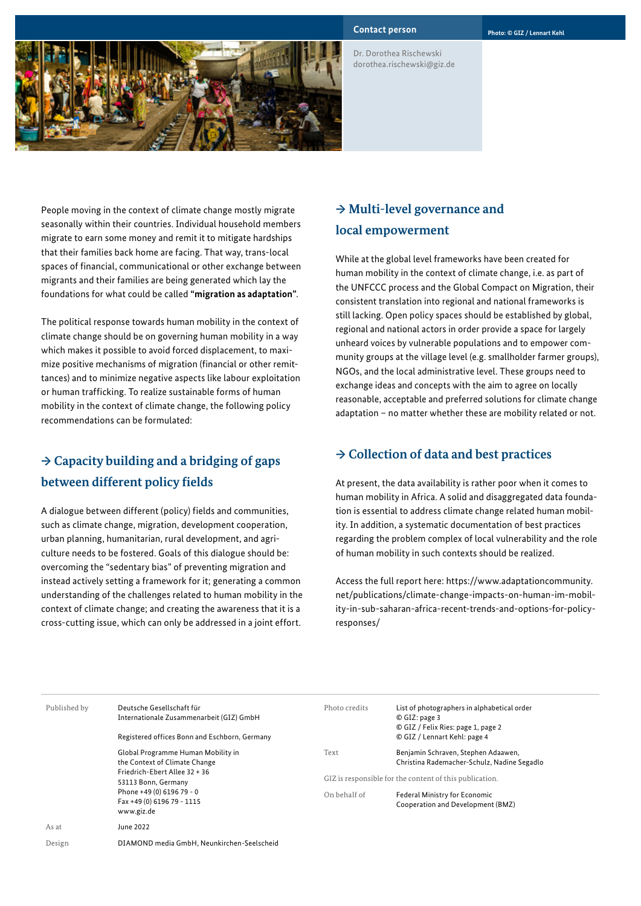**Contact person**

Photo: © GIZ / Lennart Kehl

Dr. Dorothea Rischewski
dorothea.rischewski@giz.de

People moving in the context of climate change mostly migrate seasonally within their countries. Individual household members migrate to earn some money and remit it to mitigate hardships that their families back home are facing. That way, trans-local spaces of financial, communicational or other exchange between migrants and their families are being generated which lay the foundations for what could be called **"migration as adaptation"**.

The political response towards human mobility in the context of climate change should be on governing human mobility in a way which makes it possible to avoid forced displacement, to maximize positive mechanisms of migration (financial or other remittances) and to minimize negative aspects like labour exploitation or human trafficking. To realize sustainable forms of human mobility in the context of climate change, the following policy recommendations can be formulated:

## → Capacity building and a bridging of gaps between different policy fields

A dialogue between different (policy) fields and communities, such as climate change, migration, development cooperation, urban planning, humanitarian, rural development, and agriculture needs to be fostered. Goals of this dialogue should be: overcoming the "sedentary bias" of preventing migration and instead actively setting a framework for it; generating a common understanding of the challenges related to human mobility in the context of climate change; and creating the awareness that it is a cross-cutting issue, which can only be addressed in a joint effort.

## → Multi-level governance and local empowerment

While at the global level frameworks have been created for human mobility in the context of climate change, i.e. as part of the UNFCCC process and the Global Compact on Migration, their consistent translation into regional and national frameworks is still lacking. Open policy spaces should be established by global, regional and national actors in order provide a space for largely unheard voices by vulnerable populations and to empower community groups at the village level (e.g. smallholder farmer groups), NGOs, and the local administrative level. These groups need to exchange ideas and concepts with the aim to agree on locally reasonable, acceptable and preferred solutions for climate change adaptation – no matter whether these are mobility related or not.

## → Collection of data and best practices

At present, the data availability is rather poor when it comes to human mobility in Africa. A solid and disaggregated data foundation is essential to address climate change related human mobility. In addition, a systematic documentation of best practices regarding the problem complex of local vulnerability and the role of human mobility in such contexts should be realized.

Access the full report here: https://www.adaptationcommunity.net/publications/climate-change-impacts-on-human-im-mobility-in-sub-saharan-africa-recent-trends-and-options-for-policy-responses/

| | |
|---|---|
| Published by | Deutsche Gesellschaft für Internationale Zusammenarbeit (GIZ) GmbH<br><br>Registered offices Bonn and Eschborn, Germany<br><br>Global Programme Human Mobility in the Context of Climate Change<br>Friedrich-Ebert Allee 32 + 36<br>53113 Bonn, Germany<br>Phone +49 (0) 6196 79 - 0<br>Fax +49 (0) 6196 79 - 1115<br>www.giz.de |
| As at | June 2022 |
| Design | DIAMOND media GmbH, Neunkirchen-Seelscheid |
| Photo credits | List of photographers in alphabetical order<br>© GIZ: page 3<br>© GIZ / Felix Ries: page 1, page 2<br>© GIZ / Lennart Kehl: page 4 |
| Text | Benjamin Schraven, Stephen Adaawen, Christina Rademacher-Schulz, Nadine Segadlo |

GIZ is responsible for the content of this publication.

| | |
|---|---|
| On behalf of | Federal Ministry for Economic Cooperation and Development (BMZ) |